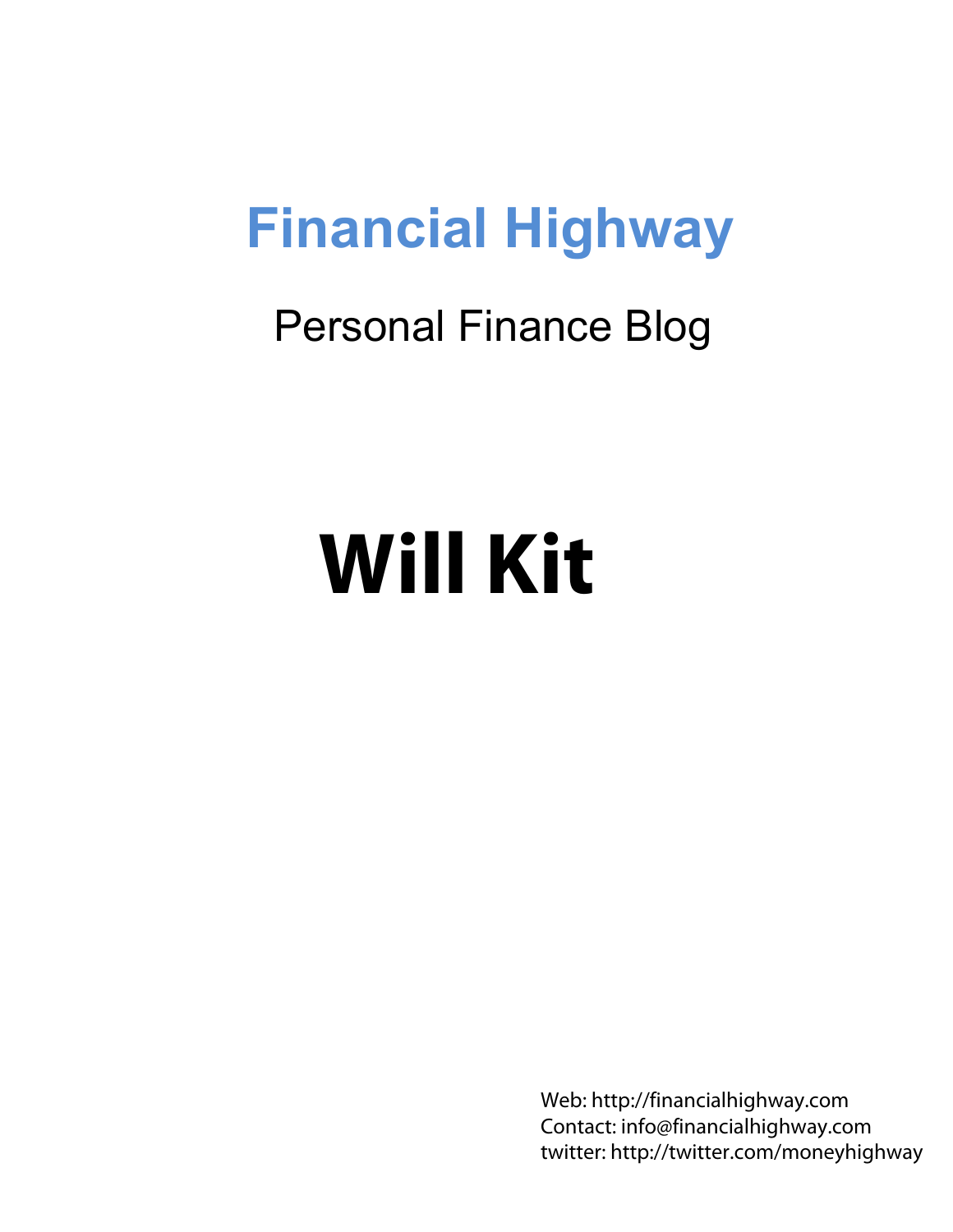# Financial Highway

## Personal Finance Blog

# Will Kit

Web: http://financialhighway.com
Contact: info@financialhighway.com
twitter: http://twitter.com/moneyhighway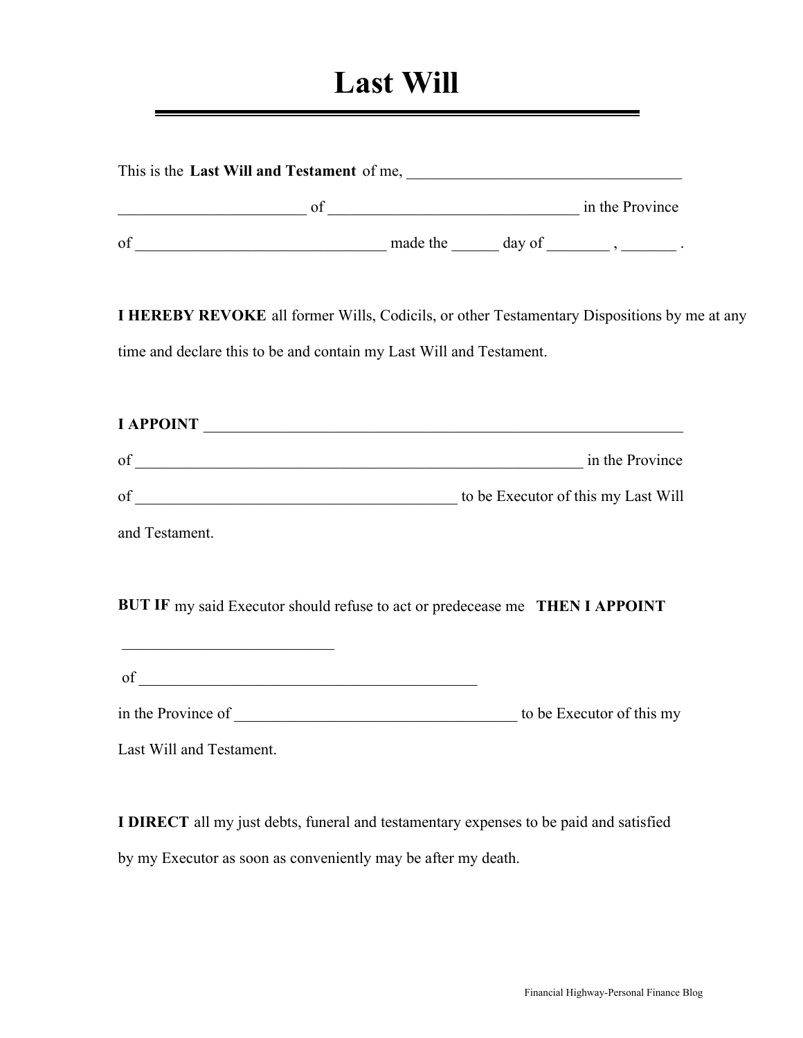# Last Will

This is the **Last Will and Testament** of me, ___________________________________

________________________ of ________________________________ in the Province

of ________________________________ made the ______ day of ________ , _______ .

**I HEREBY REVOKE** all former Wills, Codicils, or other Testamentary Dispositions by me at any time and declare this to be and contain my Last Will and Testament.

**I APPOINT** ____________________________________________________________

of __________________________________________________________ in the Province

of _________________________________________ to be Executor of this my Last Will and Testament.

**BUT IF** my said Executor should refuse to act or predecease me **THEN I APPOINT**

___________________________

of ___________________________________________

in the Province of ____________________________________ to be Executor of this my Last Will and Testament.

**I DIRECT** all my just debts, funeral and testamentary expenses to be paid and satisfied by my Executor as soon as conveniently may be after my death.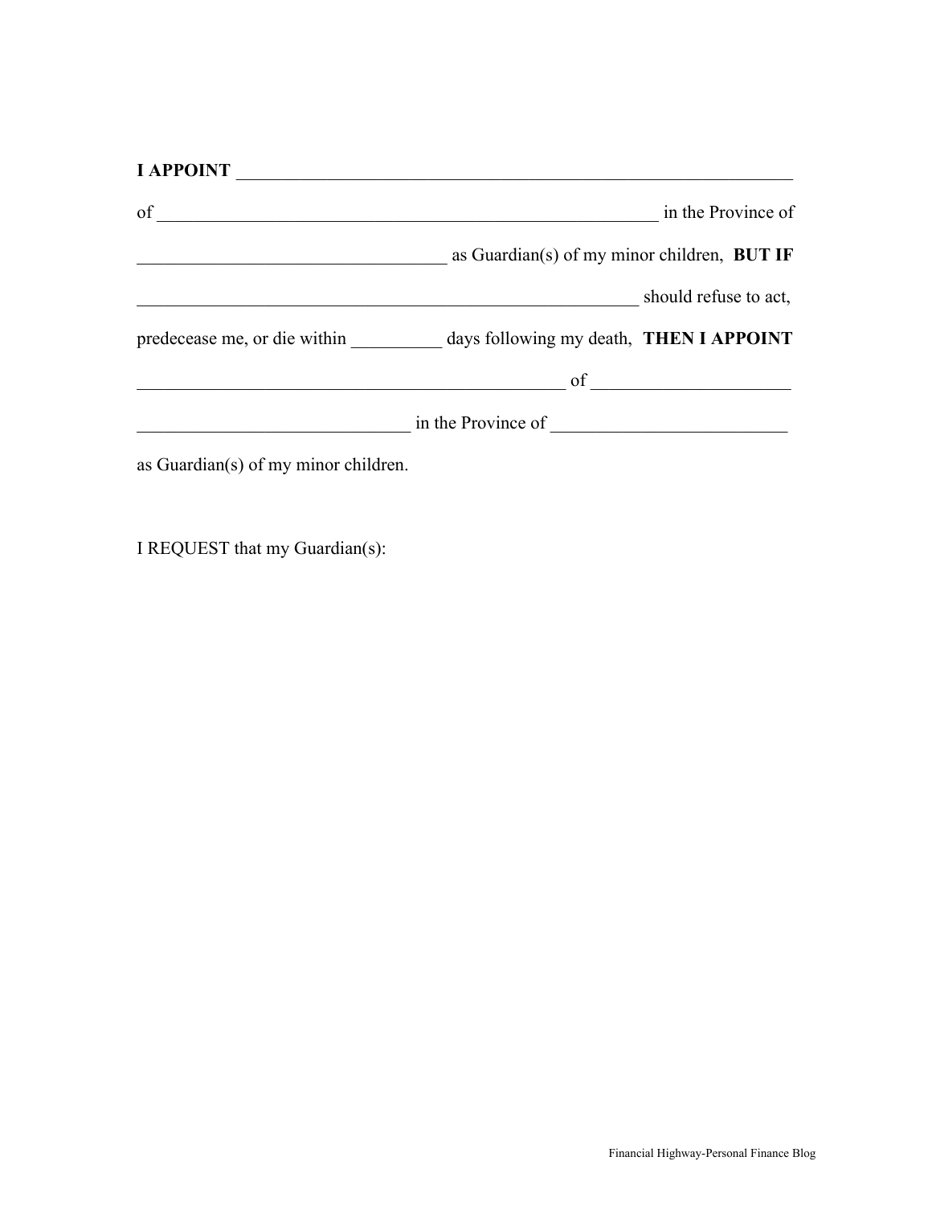**I APPOINT** ______________________________________________________________

of ________________________________________________________ in the Province of

___________________________________ as Guardian(s) of my minor children, **BUT IF**

________________________________________________________ should refuse to act,

predecease me, or die within __________ days following my death, **THEN I APPOINT**

________________________________________________ of ______________________

______________________________ in the Province of __________________________

as Guardian(s) of my minor children.

I REQUEST that my Guardian(s):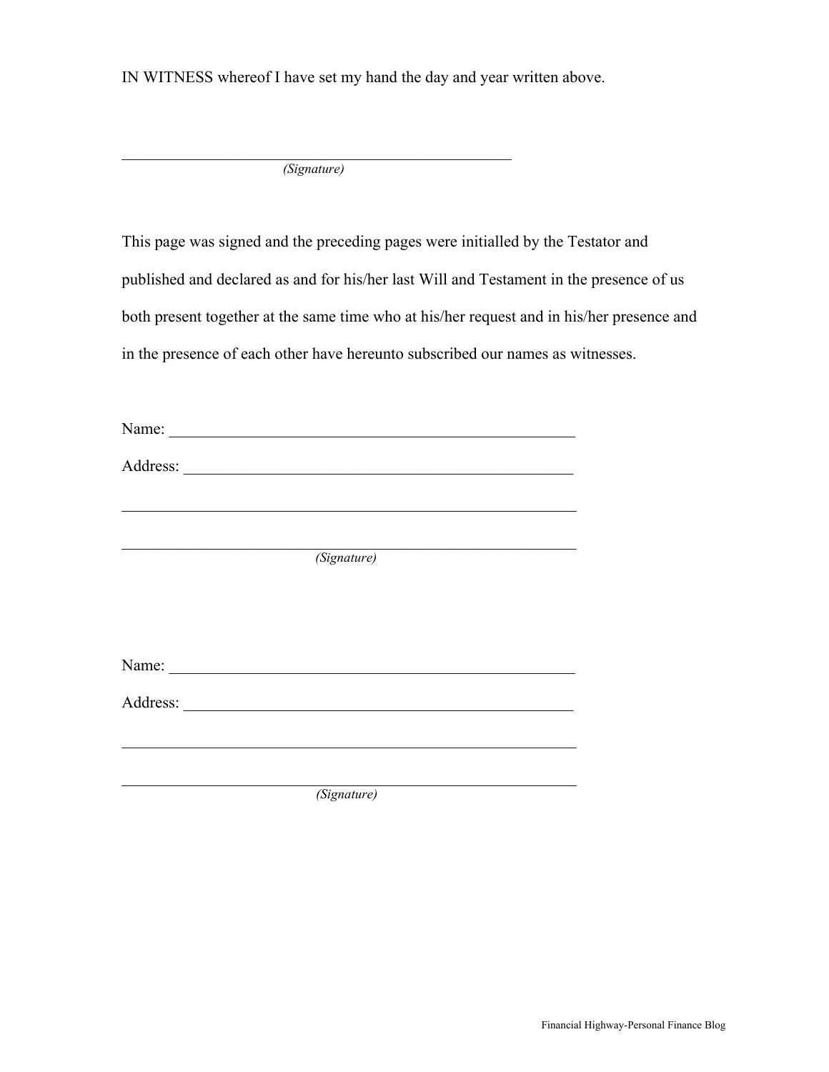IN WITNESS whereof I have set my hand the day and year written above.

\_\_\_\_\_\_\_\_\_\_\_\_\_\_\_\_\_\_\_\_\_\_\_\_\_\_\_\_\_\_\_\_\_\_\_\_\_\_\_\_\_\_\_\_\_\_\_\_

*(Signature)*

This page was signed and the preceding pages were initialled by the Testator and published and declared as and for his/her last Will and Testament in the presence of us both present together at the same time who at his/her request and in his/her presence and in the presence of each other have hereunto subscribed our names as witnesses.

Name: \_\_\_\_\_\_\_\_\_\_\_\_\_\_\_\_\_\_\_\_\_\_\_\_\_\_\_\_\_\_\_\_\_\_\_\_\_\_\_\_\_\_\_\_\_\_\_\_

Address: \_\_\_\_\_\_\_\_\_\_\_\_\_\_\_\_\_\_\_\_\_\_\_\_\_\_\_\_\_\_\_\_\_\_\_\_\_\_\_\_\_\_\_\_\_\_

\_\_\_\_\_\_\_\_\_\_\_\_\_\_\_\_\_\_\_\_\_\_\_\_\_\_\_\_\_\_\_\_\_\_\_\_\_\_\_\_\_\_\_\_\_\_\_\_\_\_\_\_\_\_\_

\_\_\_\_\_\_\_\_\_\_\_\_\_\_\_\_\_\_\_\_\_\_\_\_\_\_\_\_\_\_\_\_\_\_\_\_\_\_\_\_\_\_\_\_\_\_\_\_\_\_\_\_\_\_\_

*(Signature)*

Name: \_\_\_\_\_\_\_\_\_\_\_\_\_\_\_\_\_\_\_\_\_\_\_\_\_\_\_\_\_\_\_\_\_\_\_\_\_\_\_\_\_\_\_\_\_\_\_\_

Address: \_\_\_\_\_\_\_\_\_\_\_\_\_\_\_\_\_\_\_\_\_\_\_\_\_\_\_\_\_\_\_\_\_\_\_\_\_\_\_\_\_\_\_\_\_\_

\_\_\_\_\_\_\_\_\_\_\_\_\_\_\_\_\_\_\_\_\_\_\_\_\_\_\_\_\_\_\_\_\_\_\_\_\_\_\_\_\_\_\_\_\_\_\_\_\_\_\_\_\_\_\_

\_\_\_\_\_\_\_\_\_\_\_\_\_\_\_\_\_\_\_\_\_\_\_\_\_\_\_\_\_\_\_\_\_\_\_\_\_\_\_\_\_\_\_\_\_\_\_\_\_\_\_\_\_\_\_

*(Signature)*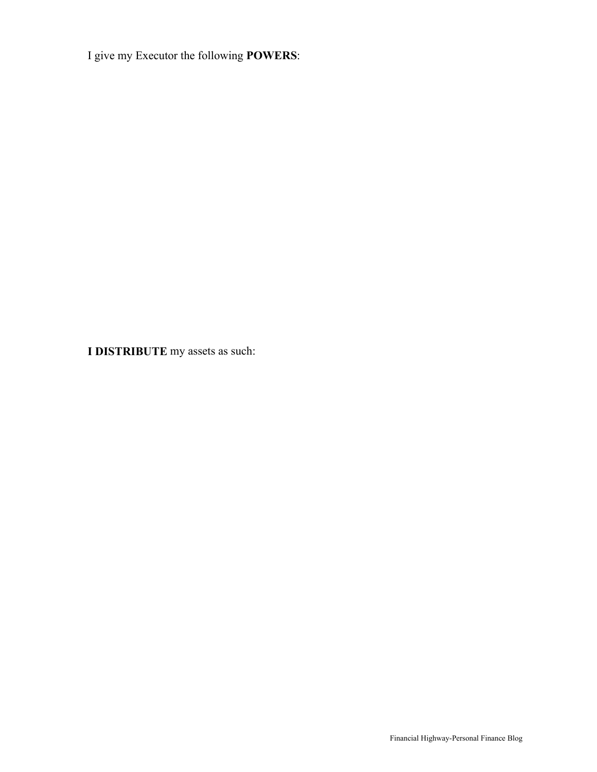I give my Executor the following **POWERS**:

**I DISTRIBUTE** my assets as such: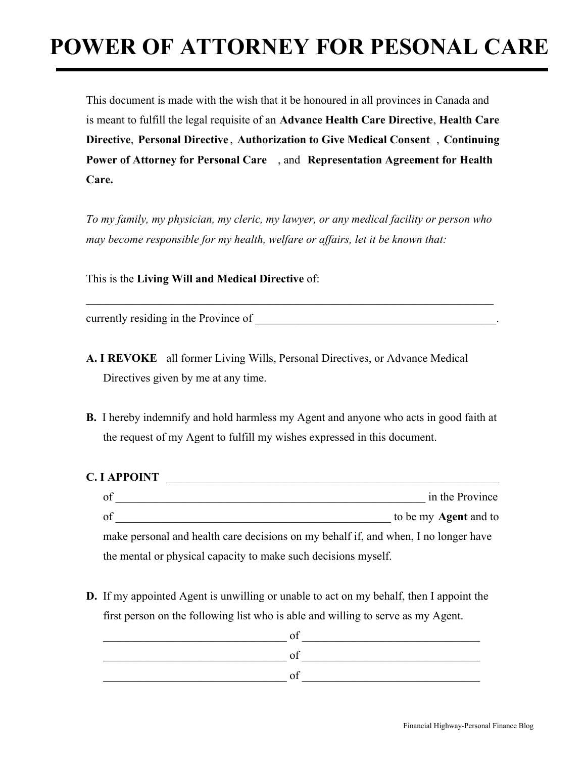# POWER OF ATTORNEY FOR PESONAL CARE

This document is made with the wish that it be honoured in all provinces in Canada and is meant to fulfill the legal requisite of an **Advance Health Care Directive**, **Health Care Directive**, **Personal Directive**, **Authorization to Give Medical Consent**, **Continuing Power of Attorney for Personal Care**, and **Representation Agreement for Health Care.**

*To my family, my physician, my cleric, my lawyer, or any medical facility or person who may become responsible for my health, welfare or affairs, let it be known that:*

This is the **Living Will and Medical Directive** of:

_________________________________________________________________________

currently residing in the Province of __________________________________________.

**A. I REVOKE** all former Living Wills, Personal Directives, or Advance Medical Directives given by me at any time.

**B.** I hereby indemnify and hold harmless my Agent and anyone who acts in good faith at the request of my Agent to fulfill my wishes expressed in this document.

**C. I APPOINT** ____________________________________________________________

of _______________________________________________________ in the Province of _________________________________________________ to be my **Agent** and to make personal and health care decisions on my behalf if, and when, I no longer have the mental or physical capacity to make such decisions myself.

**D.** If my appointed Agent is unwilling or unable to act on my behalf, then I appoint the first person on the following list who is able and willing to serve as my Agent.

________________________________ of _______________________________

________________________________ of _______________________________

________________________________ of _______________________________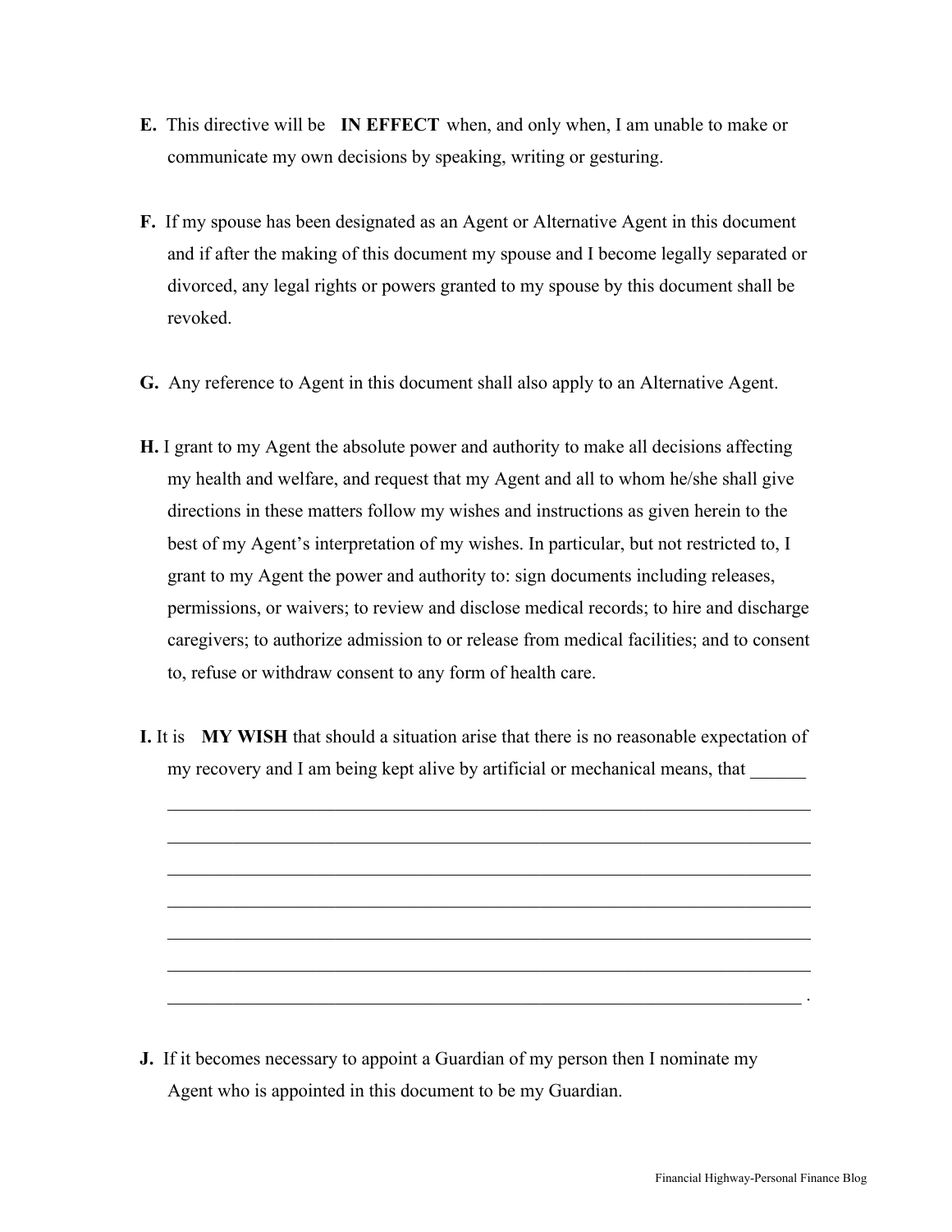**E.** This directive will be **IN EFFECT** when, and only when, I am unable to make or communicate my own decisions by speaking, writing or gesturing.

**F.** If my spouse has been designated as an Agent or Alternative Agent in this document and if after the making of this document my spouse and I become legally separated or divorced, any legal rights or powers granted to my spouse by this document shall be revoked.

**G.** Any reference to Agent in this document shall also apply to an Alternative Agent.

**H.** I grant to my Agent the absolute power and authority to make all decisions affecting my health and welfare, and request that my Agent and all to whom he/she shall give directions in these matters follow my wishes and instructions as given herein to the best of my Agent's interpretation of my wishes. In particular, but not restricted to, I grant to my Agent the power and authority to: sign documents including releases, permissions, or waivers; to review and disclose medical records; to hire and discharge caregivers; to authorize admission to or release from medical facilities; and to consent to, refuse or withdraw consent to any form of health care.

**I.** It is **MY WISH** that should a situation arise that there is no reasonable expectation of my recovery and I am being kept alive by artificial or mechanical means, that ______

________________________________________________________________________

________________________________________________________________________

________________________________________________________________________

________________________________________________________________________

________________________________________________________________________

________________________________________________________________________

_______________________________________________________________________ .

**J.** If it becomes necessary to appoint a Guardian of my person then I nominate my Agent who is appointed in this document to be my Guardian.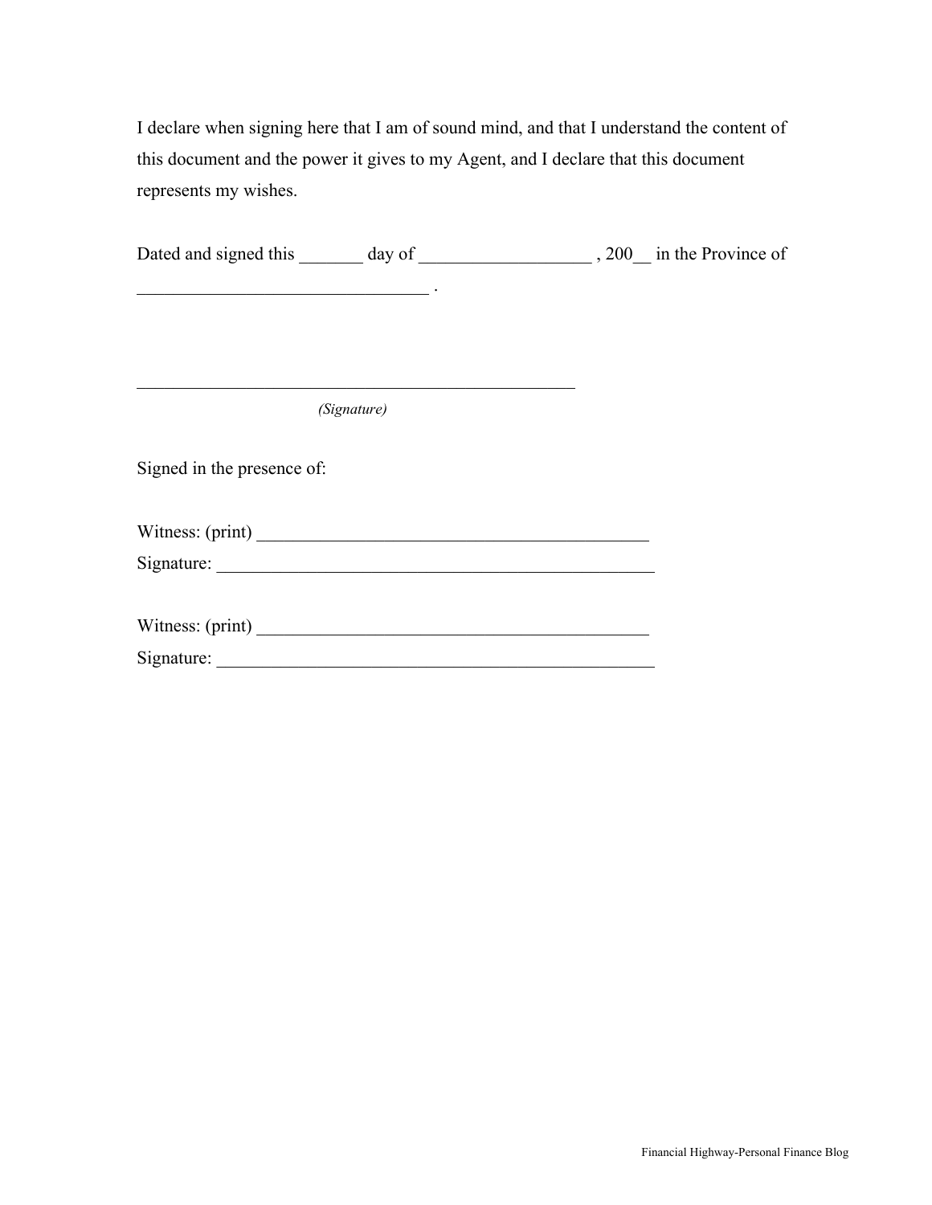I declare when signing here that I am of sound mind, and that I understand the content of this document and the power it gives to my Agent, and I declare that this document represents my wishes.

Dated and signed this _______ day of __________________ , 200__ in the Province of ________________________________ .

_________________________________________________

*(Signature)*

Signed in the presence of:

Witness: (print) ____________________________________________

Signature: _________________________________________________

Witness: (print) ____________________________________________

Signature: _________________________________________________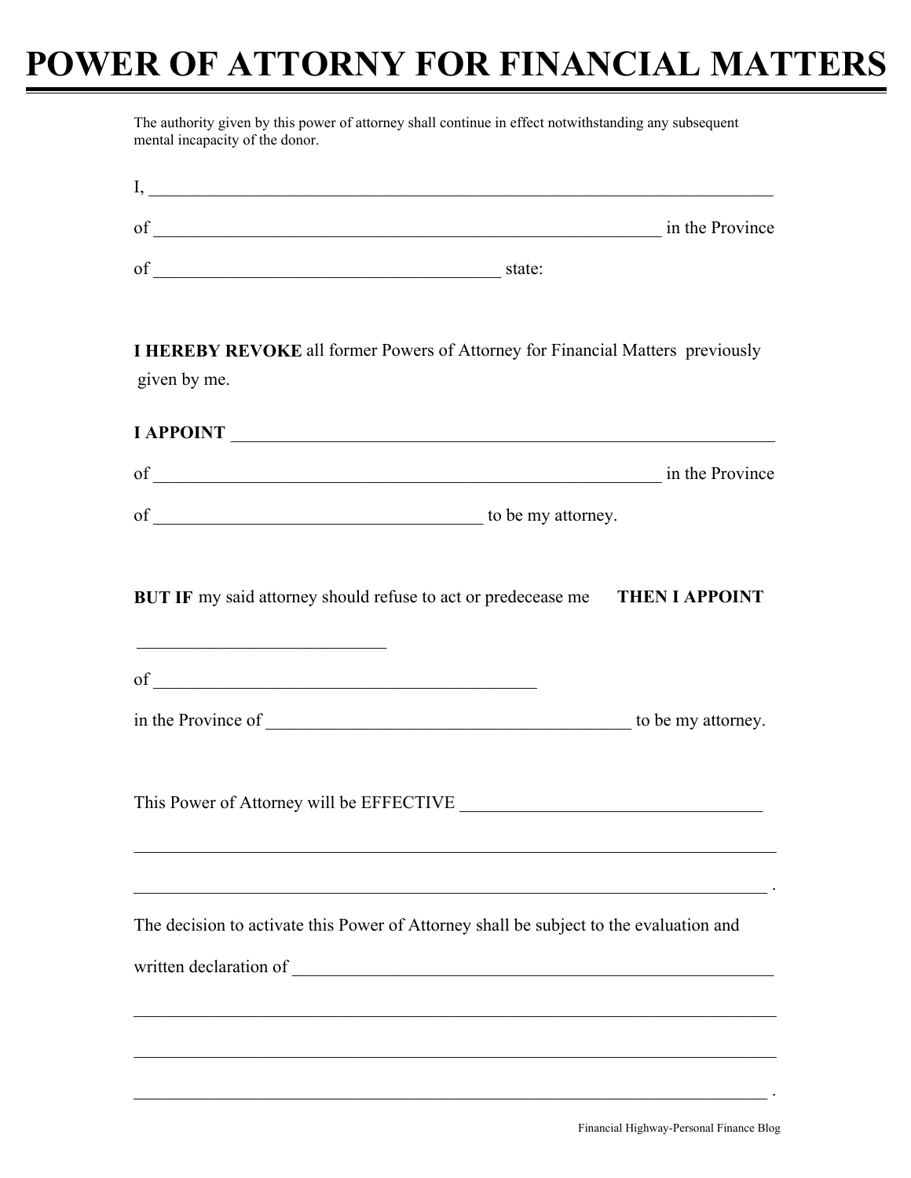# POWER OF ATTORNY FOR FINANCIAL MATTERS

The authority given by this power of attorney shall continue in effect notwithstanding any subsequent mental incapacity of the donor.

I, ___________________________________________________________________________

of __________________________________________________________ in the Province

of ________________________________________ state:

**I HEREBY REVOKE** all former Powers of Attorney for Financial Matters previously given by me.

**I APPOINT** ______________________________________________________________

of __________________________________________________________ in the Province

of _____________________________________ to be my attorney.

**BUT IF** my said attorney should refuse to act or predecease me **THEN I APPOINT**

____________________________

of ____________________________________________

in the Province of __________________________________________ to be my attorney.

This Power of Attorney will be EFFECTIVE __________________________________

___________________________________________________________________________

__________________________________________________________________________ .

The decision to activate this Power of Attorney shall be subject to the evaluation and written declaration of _______________________________________________________

___________________________________________________________________________

___________________________________________________________________________

__________________________________________________________________________ .

Financial Highway-Personal Finance Blog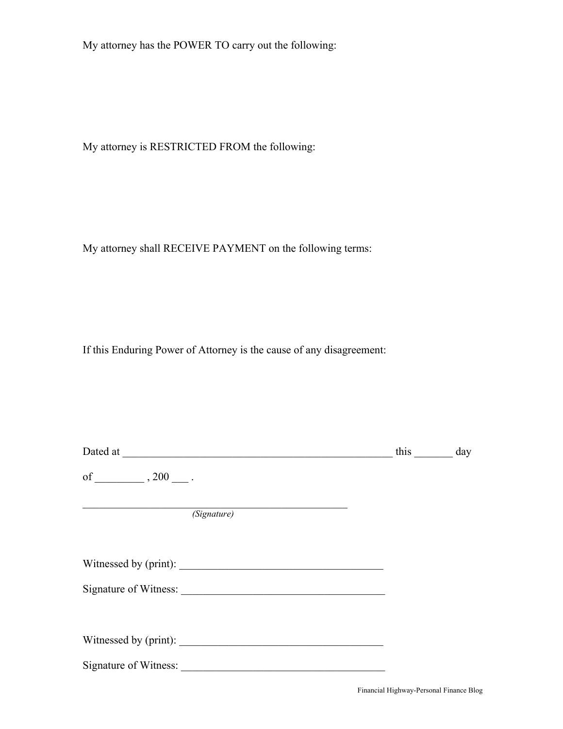My attorney has the POWER TO carry out the following:

My attorney is RESTRICTED FROM the following:

My attorney shall RECEIVE PAYMENT on the following terms:

If this Enduring Power of Attorney is the cause of any disagreement:

Dated at ___________________________________________________ this _______ day

of _________ , 200 ___ .

__________________________________________________

*(Signature)*

Witnessed by (print): _____________________________________

Signature of Witness: _____________________________________

Witnessed by (print): _____________________________________

Signature of Witness: _____________________________________

Financial Highway-Personal Finance Blog